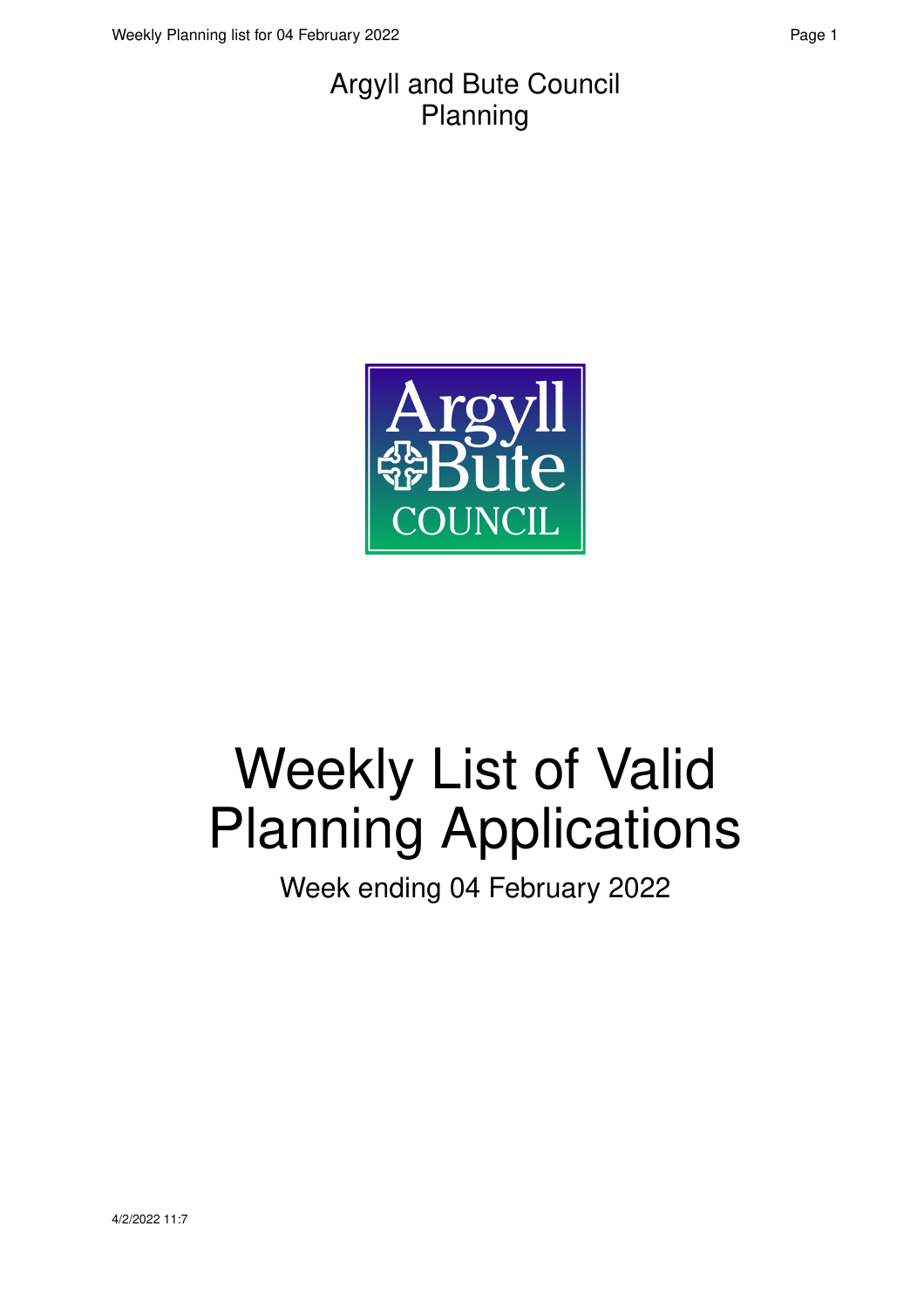Argyll and Bute Council
Planning

# Weekly List of Valid Planning Applications

Week ending 04 February 2022

4/2/2022 11:7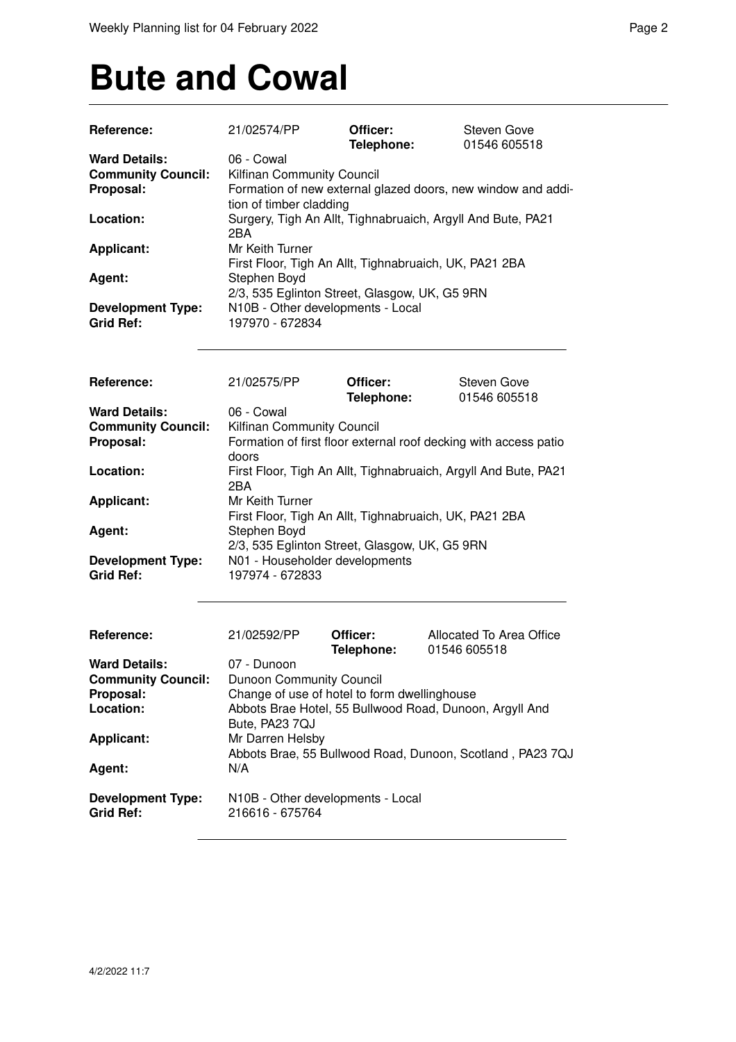# Bute and Cowal

| | | | |
|---|---|---|---|
| **Reference:** | 21/02574/PP | **Officer:** **Telephone:** | Steven Gove 01546 605518 |
| **Ward Details:** | 06 - Cowal | | |
| **Community Council:** | Kilfinan Community Council | | |
| **Proposal:** | Formation of new external glazed doors, new window and addition of timber cladding | | |
| **Location:** | Surgery, Tigh An Allt, Tighnabruaich, Argyll And Bute, PA21 2BA | | |
| **Applicant:** | Mr Keith Turner<br>First Floor, Tigh An Allt, Tighnabruaich, UK, PA21 2BA | | |
| **Agent:** | Stephen Boyd<br>2/3, 535 Eglinton Street, Glasgow, UK, G5 9RN | | |
| **Development Type:** | N10B - Other developments - Local | | |
| **Grid Ref:** | 197970 - 672834 | | |

| | | | |
|---|---|---|---|
| **Reference:** | 21/02575/PP | **Officer:** **Telephone:** | Steven Gove 01546 605518 |
| **Ward Details:** | 06 - Cowal | | |
| **Community Council:** | Kilfinan Community Council | | |
| **Proposal:** | Formation of first floor external roof decking with access patio doors | | |
| **Location:** | First Floor, Tigh An Allt, Tighnabruaich, Argyll And Bute, PA21 2BA | | |
| **Applicant:** | Mr Keith Turner<br>First Floor, Tigh An Allt, Tighnabruaich, UK, PA21 2BA | | |
| **Agent:** | Stephen Boyd<br>2/3, 535 Eglinton Street, Glasgow, UK, G5 9RN | | |
| **Development Type:** | N01 - Householder developments | | |
| **Grid Ref:** | 197974 - 672833 | | |

| | | | |
|---|---|---|---|
| **Reference:** | 21/02592/PP | **Officer:** **Telephone:** | Allocated To Area Office 01546 605518 |
| **Ward Details:** | 07 - Dunoon | | |
| **Community Council:** | Dunoon Community Council | | |
| **Proposal:** | Change of use of hotel to form dwellinghouse | | |
| **Location:** | Abbots Brae Hotel, 55 Bullwood Road, Dunoon, Argyll And Bute, PA23 7QJ | | |
| **Applicant:** | Mr Darren Helsby<br>Abbots Brae, 55 Bullwood Road, Dunoon, Scotland , PA23 7QJ | | |
| **Agent:** | N/A | | |
| **Development Type:** | N10B - Other developments - Local | | |
| **Grid Ref:** | 216616 - 675764 | | |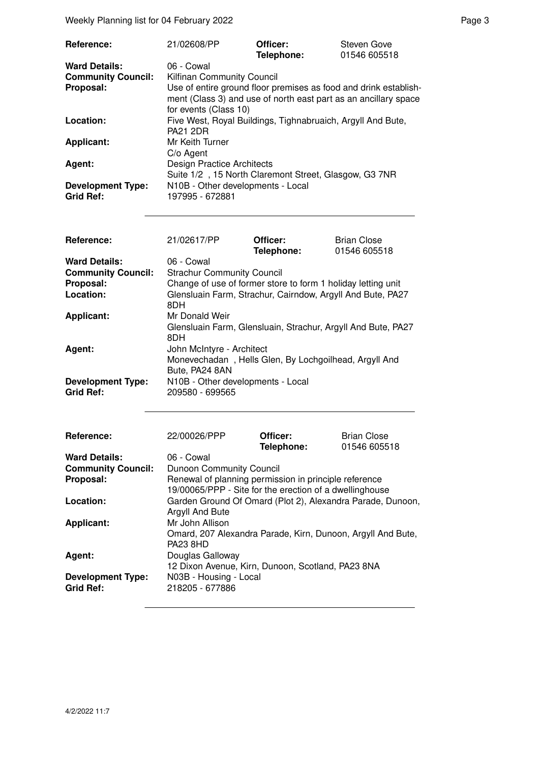| Reference: | 21/02608/PP | Officer: | Steven Gove |
|---|---|---|---|
| | | Telephone: | 01546 605518 |
| Ward Details: | 06 - Cowal | | |
| Community Council: | Kilfinan Community Council | | |
| Proposal: | Use of entire ground floor premises as food and drink establishment (Class 3) and use of north east part as an ancillary space for events (Class 10) | | |
| Location: | Five West, Royal Buildings, Tighnabruaich, Argyll And Bute, PA21 2DR | | |
| Applicant: | Mr Keith Turner<br>C/o Agent | | |
| Agent: | Design Practice Architects<br>Suite 1/2 , 15 North Claremont Street, Glasgow, G3 7NR | | |
| Development Type: | N10B - Other developments - Local | | |
| Grid Ref: | 197995 - 672881 | | |

| Reference: | 21/02617/PP | Officer: | Brian Close |
|---|---|---|---|
| | | Telephone: | 01546 605518 |
| Ward Details: | 06 - Cowal | | |
| Community Council: | Strachur Community Council | | |
| Proposal: | Change of use of former store to form 1 holiday letting unit | | |
| Location: | Glensluain Farm, Strachur, Cairndow, Argyll And Bute, PA27 8DH | | |
| Applicant: | Mr Donald Weir<br>Glensluain Farm, Glensluain, Strachur, Argyll And Bute, PA27 8DH | | |
| Agent: | John McIntyre - Architect<br>Monevechadan , Hells Glen, By Lochgoilhead, Argyll And Bute, PA24 8AN | | |
| Development Type: | N10B - Other developments - Local | | |
| Grid Ref: | 209580 - 699565 | | |

| Reference: | 22/00026/PPP | Officer: | Brian Close |
|---|---|---|---|
| | | Telephone: | 01546 605518 |
| Ward Details: | 06 - Cowal | | |
| Community Council: | Dunoon Community Council | | |
| Proposal: | Renewal of planning permission in principle reference 19/00065/PPP - Site for the erection of a dwellinghouse | | |
| Location: | Garden Ground Of Omard (Plot 2), Alexandra Parade, Dunoon, Argyll And Bute | | |
| Applicant: | Mr John Allison<br>Omard, 207 Alexandra Parade, Kirn, Dunoon, Argyll And Bute, PA23 8HD | | |
| Agent: | Douglas Galloway<br>12 Dixon Avenue, Kirn, Dunoon, Scotland, PA23 8NA | | |
| Development Type: | N03B - Housing - Local | | |
| Grid Ref: | 218205 - 677886 | | |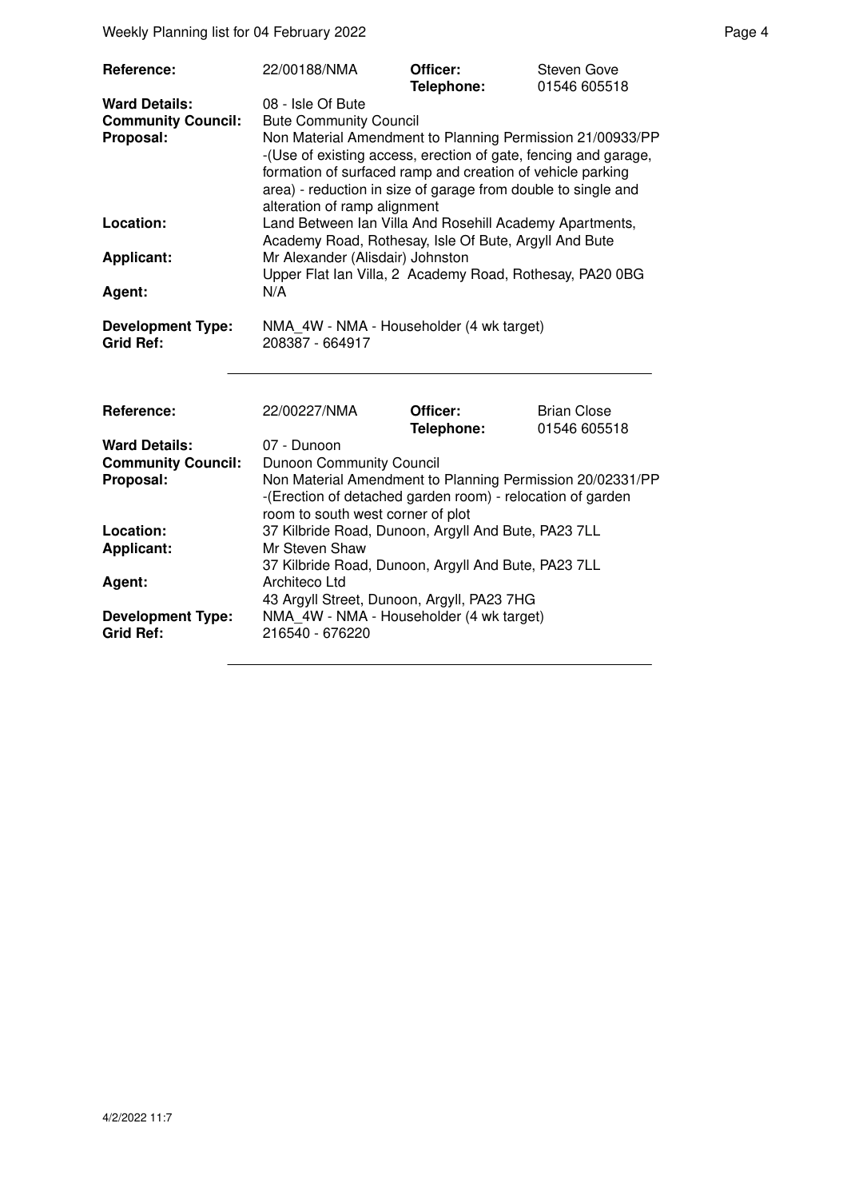| | | | |
|---|---|---|---|
| **Reference:** | 22/00188/NMA | **Officer:** | Steven Gove |
| | | **Telephone:** | 01546 605518 |
| **Ward Details:** | 08 - Isle Of Bute | | |
| **Community Council:** | Bute Community Council | | |
| **Proposal:** | Non Material Amendment to Planning Permission 21/00933/PP -(Use of existing access, erection of gate, fencing and garage, formation of surfaced ramp and creation of vehicle parking area) - reduction in size of garage from double to single and alteration of ramp alignment | | |
| **Location:** | Land Between Ian Villa And Rosehill Academy Apartments, Academy Road, Rothesay, Isle Of Bute, Argyll And Bute | | |
| **Applicant:** | Mr Alexander (Alisdair) Johnston<br>Upper Flat Ian Villa, 2 Academy Road, Rothesay, PA20 0BG | | |
| **Agent:** | N/A | | |
| **Development Type:** | NMA_4W - NMA - Householder (4 wk target) | | |
| **Grid Ref:** | 208387 - 664917 | | |

| | | | |
|---|---|---|---|
| **Reference:** | 22/00227/NMA | **Officer:** | Brian Close |
| | | **Telephone:** | 01546 605518 |
| **Ward Details:** | 07 - Dunoon | | |
| **Community Council:** | Dunoon Community Council | | |
| **Proposal:** | Non Material Amendment to Planning Permission 20/02331/PP -(Erection of detached garden room) - relocation of garden room to south west corner of plot | | |
| **Location:** | 37 Kilbride Road, Dunoon, Argyll And Bute, PA23 7LL | | |
| **Applicant:** | Mr Steven Shaw<br>37 Kilbride Road, Dunoon, Argyll And Bute, PA23 7LL | | |
| **Agent:** | Architeco Ltd<br>43 Argyll Street, Dunoon, Argyll, PA23 7HG | | |
| **Development Type:** | NMA_4W - NMA - Householder (4 wk target) | | |
| **Grid Ref:** | 216540 - 676220 | | |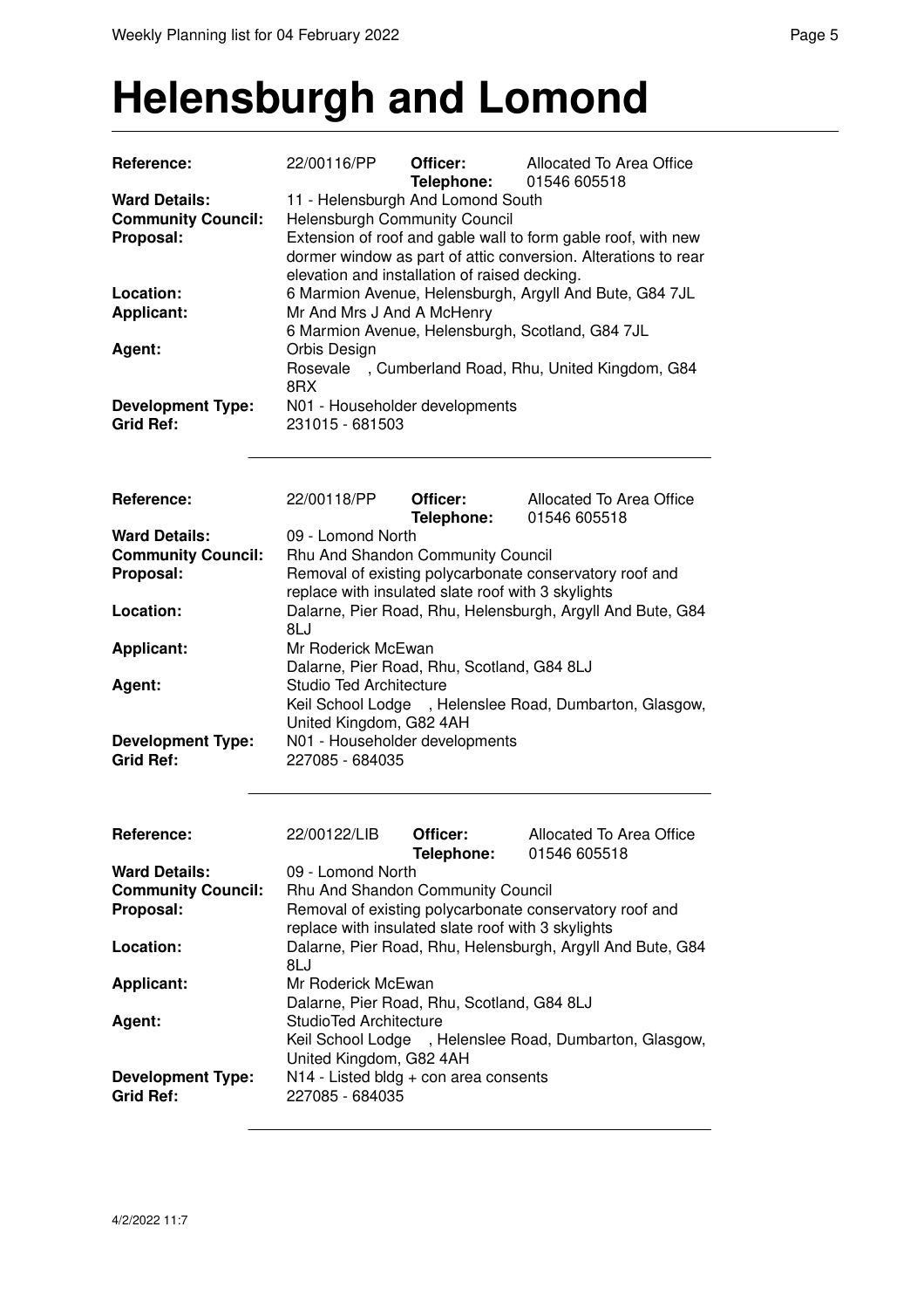# Helensburgh and Lomond

| | | | |
|---|---|---|---|
| **Reference:** | 22/00116/PP | **Officer:** | Allocated To Area Office |
| | | **Telephone:** | 01546 605518 |
| **Ward Details:** | 11 - Helensburgh And Lomond South | | |
| **Community Council:** | Helensburgh Community Council | | |
| **Proposal:** | Extension of roof and gable wall to form gable roof, with new dormer window as part of attic conversion. Alterations to rear elevation and installation of raised decking. | | |
| **Location:** | 6 Marmion Avenue, Helensburgh, Argyll And Bute, G84 7JL | | |
| **Applicant:** | Mr And Mrs J And A McHenry<br>6 Marmion Avenue, Helensburgh, Scotland, G84 7JL | | |
| **Agent:** | Orbis Design<br>Rosevale , Cumberland Road, Rhu, United Kingdom, G84 8RX | | |
| **Development Type:** | N01 - Householder developments | | |
| **Grid Ref:** | 231015 - 681503 | | |

| | | | |
|---|---|---|---|
| **Reference:** | 22/00118/PP | **Officer:** | Allocated To Area Office |
| | | **Telephone:** | 01546 605518 |
| **Ward Details:** | 09 - Lomond North | | |
| **Community Council:** | Rhu And Shandon Community Council | | |
| **Proposal:** | Removal of existing polycarbonate conservatory roof and replace with insulated slate roof with 3 skylights | | |
| **Location:** | Dalarne, Pier Road, Rhu, Helensburgh, Argyll And Bute, G84 8LJ | | |
| **Applicant:** | Mr Roderick McEwan<br>Dalarne, Pier Road, Rhu, Scotland, G84 8LJ | | |
| **Agent:** | Studio Ted Architecture<br>Keil School Lodge , Helenslee Road, Dumbarton, Glasgow, United Kingdom, G82 4AH | | |
| **Development Type:** | N01 - Householder developments | | |
| **Grid Ref:** | 227085 - 684035 | | |

| | | | |
|---|---|---|---|
| **Reference:** | 22/00122/LIB | **Officer:** | Allocated To Area Office |
| | | **Telephone:** | 01546 605518 |
| **Ward Details:** | 09 - Lomond North | | |
| **Community Council:** | Rhu And Shandon Community Council | | |
| **Proposal:** | Removal of existing polycarbonate conservatory roof and replace with insulated slate roof with 3 skylights | | |
| **Location:** | Dalarne, Pier Road, Rhu, Helensburgh, Argyll And Bute, G84 8LJ | | |
| **Applicant:** | Mr Roderick McEwan<br>Dalarne, Pier Road, Rhu, Scotland, G84 8LJ | | |
| **Agent:** | StudioTed Architecture<br>Keil School Lodge , Helenslee Road, Dumbarton, Glasgow, United Kingdom, G82 4AH | | |
| **Development Type:** | N14 - Listed bldg + con area consents | | |
| **Grid Ref:** | 227085 - 684035 | | |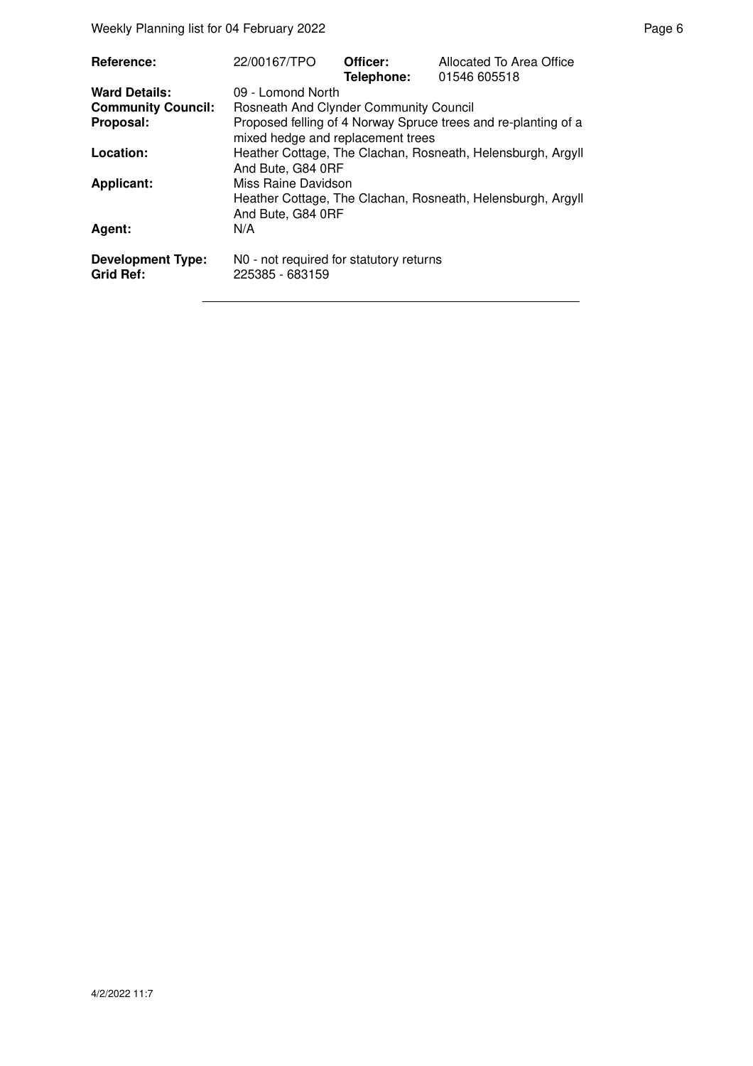| | | | |
|---|---|---|---|
| **Reference:** | 22/00167/TPO | **Officer:** | Allocated To Area Office |
| | | **Telephone:** | 01546 605518 |
| **Ward Details:** | 09 - Lomond North | | |
| **Community Council:** | Rosneath And Clynder Community Council | | |
| **Proposal:** | Proposed felling of 4 Norway Spruce trees and re-planting of a mixed hedge and replacement trees | | |
| **Location:** | Heather Cottage, The Clachan, Rosneath, Helensburgh, Argyll And Bute, G84 0RF | | |
| **Applicant:** | Miss Raine Davidson<br>Heather Cottage, The Clachan, Rosneath, Helensburgh, Argyll And Bute, G84 0RF | | |
| **Agent:** | N/A | | |
| **Development Type:** | N0 - not required for statutory returns | | |
| **Grid Ref:** | 225385 - 683159 | | |

4/2/2022 11:7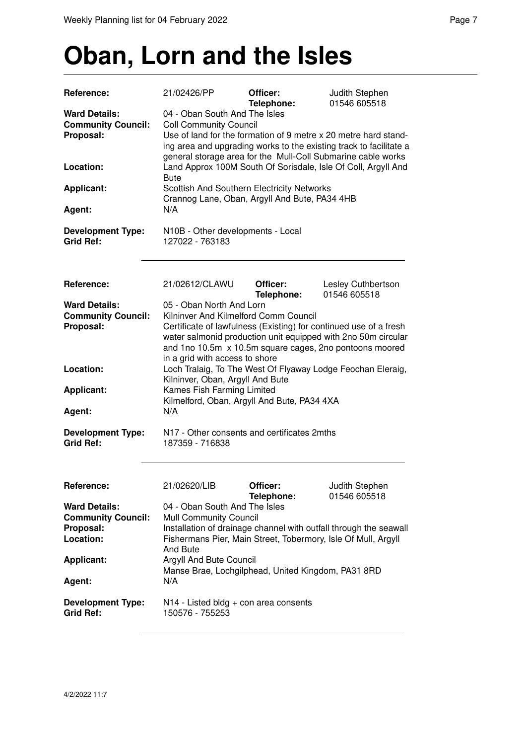# Oban, Lorn and the Isles

| | | | |
|---|---|---|---|
| **Reference:** | 21/02426/PP | **Officer:** **Telephone:** | Judith Stephen 01546 605518 |
| **Ward Details:** | 04 - Oban South And The Isles | | |
| **Community Council:** | Coll Community Council | | |
| **Proposal:** | Use of land for the formation of 9 metre x 20 metre hard standing area and upgrading works to the existing track to facilitate a general storage area for the Mull-Coll Submarine cable works | | |
| **Location:** | Land Approx 100M South Of Sorisdale, Isle Of Coll, Argyll And Bute | | |
| **Applicant:** | Scottish And Southern Electricity Networks Crannog Lane, Oban, Argyll And Bute, PA34 4HB | | |
| **Agent:** | N/A | | |
| **Development Type:** | N10B - Other developments - Local | | |
| **Grid Ref:** | 127022 - 763183 | | |

| | | | |
|---|---|---|---|
| **Reference:** | 21/02612/CLAWU | **Officer:** **Telephone:** | Lesley Cuthbertson 01546 605518 |
| **Ward Details:** | 05 - Oban North And Lorn | | |
| **Community Council:** | Kilninver And Kilmelford Comm Council | | |
| **Proposal:** | Certificate of lawfulness (Existing) for continued use of a fresh water salmonid production unit equipped with 2no 50m circular and 1no 10.5m x 10.5m square cages, 2no pontoons moored in a grid with access to shore | | |
| **Location:** | Loch Tralaig, To The West Of Flyaway Lodge Feochan Eleraig, Kilninver, Oban, Argyll And Bute | | |
| **Applicant:** | Kames Fish Farming Limited Kilmelford, Oban, Argyll And Bute, PA34 4XA | | |
| **Agent:** | N/A | | |
| **Development Type:** | N17 - Other consents and certificates 2mths | | |
| **Grid Ref:** | 187359 - 716838 | | |

| | | | |
|---|---|---|---|
| **Reference:** | 21/02620/LIB | **Officer:** **Telephone:** | Judith Stephen 01546 605518 |
| **Ward Details:** | 04 - Oban South And The Isles | | |
| **Community Council:** | Mull Community Council | | |
| **Proposal:** | Installation of drainage channel with outfall through the seawall | | |
| **Location:** | Fishermans Pier, Main Street, Tobermory, Isle Of Mull, Argyll And Bute | | |
| **Applicant:** | Argyll And Bute Council Manse Brae, Lochgilphead, United Kingdom, PA31 8RD | | |
| **Agent:** | N/A | | |
| **Development Type:** | N14 - Listed bldg + con area consents | | |
| **Grid Ref:** | 150576 - 755253 | | |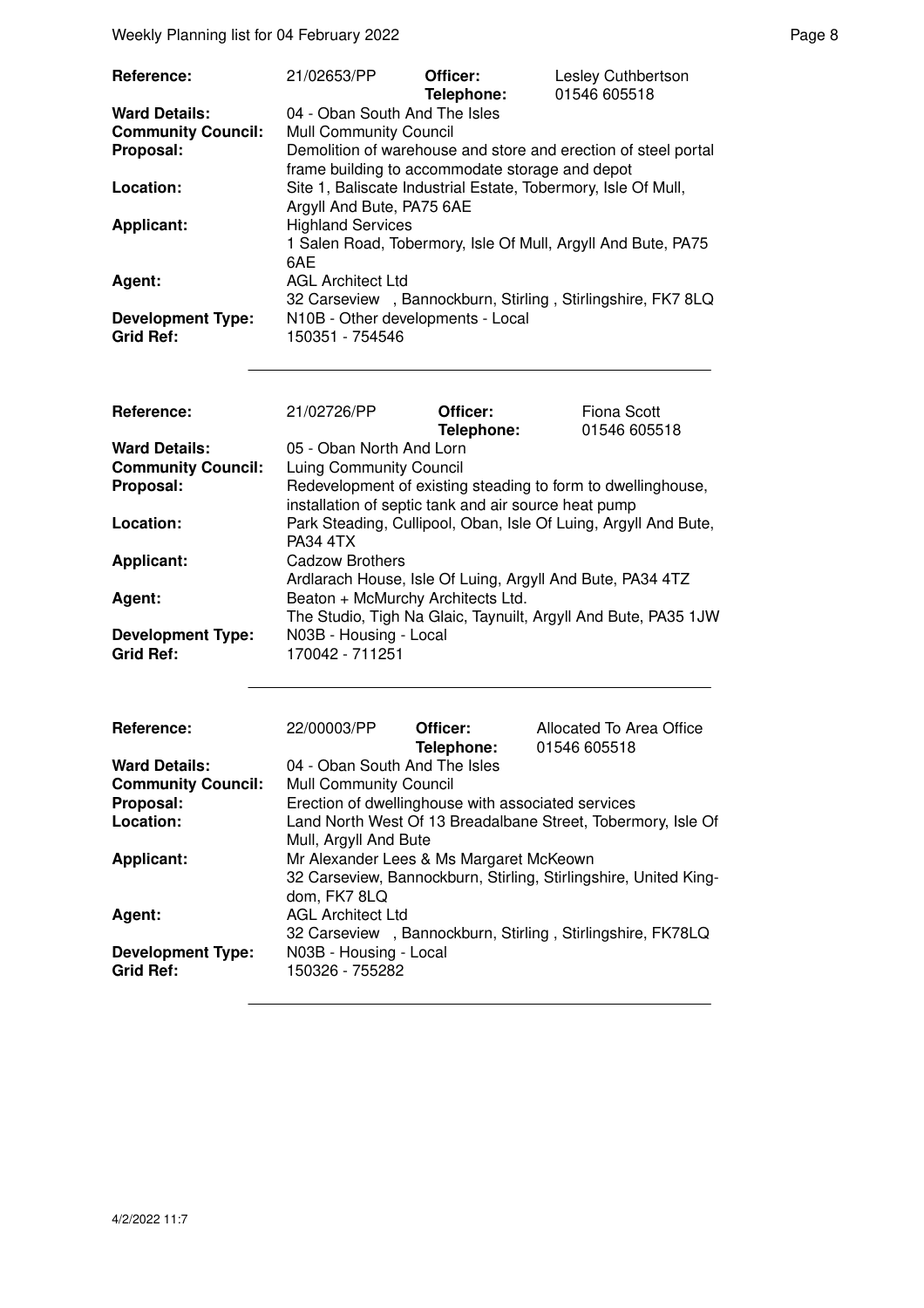| Reference: | 21/02653/PP | Officer: Telephone: | Lesley Cuthbertson 01546 605518 |
|---|---|---|---|
| Ward Details: | 04 - Oban South And The Isles | | |
| Community Council: | Mull Community Council | | |
| Proposal: | Demolition of warehouse and store and erection of steel portal frame building to accommodate storage and depot | | |
| Location: | Site 1, Baliscate Industrial Estate, Tobermory, Isle Of Mull, Argyll And Bute, PA75 6AE | | |
| Applicant: | Highland Services 1 Salen Road, Tobermory, Isle Of Mull, Argyll And Bute, PA75 6AE | | |
| Agent: | AGL Architect Ltd 32 Carseview , Bannockburn, Stirling , Stirlingshire, FK7 8LQ | | |
| Development Type: | N10B - Other developments - Local | | |
| Grid Ref: | 150351 - 754546 | | |

| Reference: | 21/02726/PP | Officer: Telephone: | Fiona Scott 01546 605518 |
|---|---|---|---|
| Ward Details: | 05 - Oban North And Lorn | | |
| Community Council: | Luing Community Council | | |
| Proposal: | Redevelopment of existing steading to form to dwellinghouse, installation of septic tank and air source heat pump | | |
| Location: | Park Steading, Cullipool, Oban, Isle Of Luing, Argyll And Bute, PA34 4TX | | |
| Applicant: | Cadzow Brothers Ardlarach House, Isle Of Luing, Argyll And Bute, PA34 4TZ | | |
| Agent: | Beaton + McMurchy Architects Ltd. The Studio, Tigh Na Glaic, Taynuilt, Argyll And Bute, PA35 1JW | | |
| Development Type: | N03B - Housing - Local | | |
| Grid Ref: | 170042 - 711251 | | |

| Reference: | 22/00003/PP | Officer: Telephone: | Allocated To Area Office 01546 605518 |
|---|---|---|---|
| Ward Details: | 04 - Oban South And The Isles | | |
| Community Council: | Mull Community Council | | |
| Proposal: | Erection of dwellinghouse with associated services | | |
| Location: | Land North West Of 13 Breadalbane Street, Tobermory, Isle Of Mull, Argyll And Bute | | |
| Applicant: | Mr Alexander Lees & Ms Margaret McKeown 32 Carseview, Bannockburn, Stirling, Stirlingshire, United Kingdom, FK7 8LQ | | |
| Agent: | AGL Architect Ltd 32 Carseview , Bannockburn, Stirling , Stirlingshire, FK78LQ | | |
| Development Type: | N03B - Housing - Local | | |
| Grid Ref: | 150326 - 755282 | | |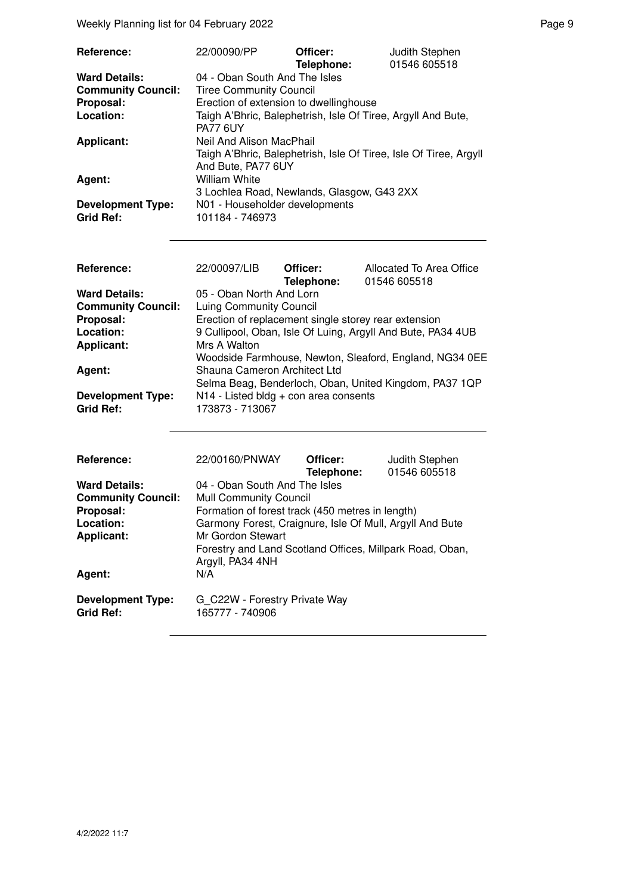| | | | |
|---|---|---|---|
| **Reference:** | 22/00090/PP | **Officer:**<br>**Telephone:** | Judith Stephen<br>01546 605518 |
| **Ward Details:** | 04 - Oban South And The Isles | | |
| **Community Council:** | Tiree Community Council | | |
| **Proposal:** | Erection of extension to dwellinghouse | | |
| **Location:** | Taigh A'Bhric, Balephetrish, Isle Of Tiree, Argyll And Bute, PA77 6UY | | |
| **Applicant:** | Neil And Alison MacPhail<br>Taigh A'Bhric, Balephetrish, Isle Of Tiree, Isle Of Tiree, Argyll And Bute, PA77 6UY | | |
| **Agent:** | William White<br>3 Lochlea Road, Newlands, Glasgow, G43 2XX | | |
| **Development Type:** | N01 - Householder developments | | |
| **Grid Ref:** | 101184 - 746973 | | |

| | | | |
|---|---|---|---|
| **Reference:** | 22/00097/LIB | **Officer:**<br>**Telephone:** | Allocated To Area Office<br>01546 605518 |
| **Ward Details:** | 05 - Oban North And Lorn | | |
| **Community Council:** | Luing Community Council | | |
| **Proposal:** | Erection of replacement single storey rear extension | | |
| **Location:** | 9 Cullipool, Oban, Isle Of Luing, Argyll And Bute, PA34 4UB | | |
| **Applicant:** | Mrs A Walton<br>Woodside Farmhouse, Newton, Sleaford, England, NG34 0EE | | |
| **Agent:** | Shauna Cameron Architect Ltd<br>Selma Beag, Benderloch, Oban, United Kingdom, PA37 1QP | | |
| **Development Type:** | N14 - Listed bldg + con area consents | | |
| **Grid Ref:** | 173873 - 713067 | | |

| | | | |
|---|---|---|---|
| **Reference:** | 22/00160/PNWAY | **Officer:**<br>**Telephone:** | Judith Stephen<br>01546 605518 |
| **Ward Details:** | 04 - Oban South And The Isles | | |
| **Community Council:** | Mull Community Council | | |
| **Proposal:** | Formation of forest track (450 metres in length) | | |
| **Location:** | Garmony Forest, Craignure, Isle Of Mull, Argyll And Bute | | |
| **Applicant:** | Mr Gordon Stewart<br>Forestry and Land Scotland Offices, Millpark Road, Oban, Argyll, PA34 4NH | | |
| **Agent:** | N/A | | |
| **Development Type:** | G_C22W - Forestry Private Way | | |
| **Grid Ref:** | 165777 - 740906 | | |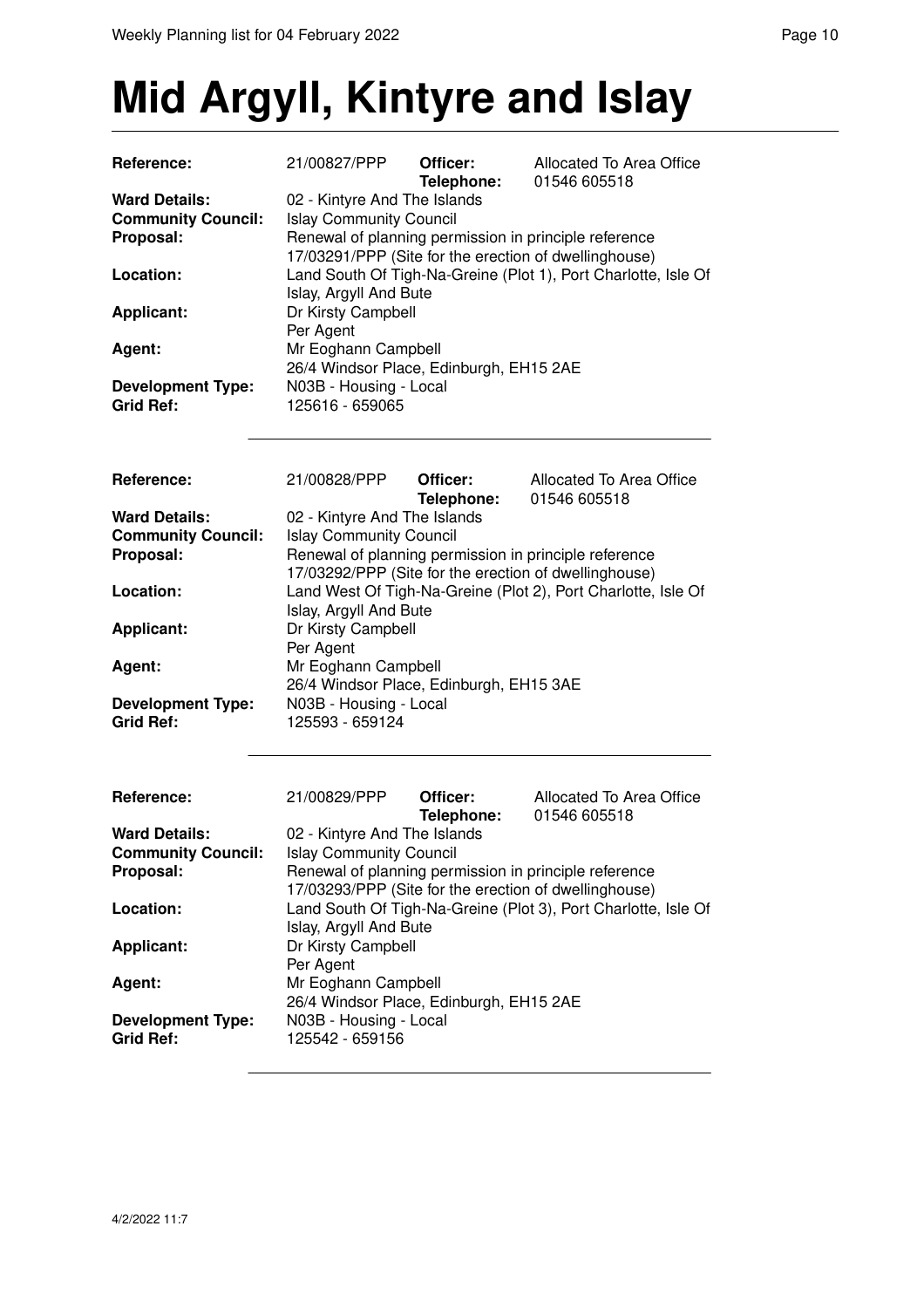# Mid Argyll, Kintyre and Islay

| | | | |
|---|---|---|---|
| **Reference:** | 21/00827/PPP | **Officer:** **Telephone:** | Allocated To Area Office 01546 605518 |
| **Ward Details:** | 02 - Kintyre And The Islands | | |
| **Community Council:** | Islay Community Council | | |
| **Proposal:** | Renewal of planning permission in principle reference 17/03291/PPP (Site for the erection of dwellinghouse) | | |
| **Location:** | Land South Of Tigh-Na-Greine (Plot 1), Port Charlotte, Isle Of Islay, Argyll And Bute | | |
| **Applicant:** | Dr Kirsty Campbell Per Agent | | |
| **Agent:** | Mr Eoghann Campbell 26/4 Windsor Place, Edinburgh, EH15 2AE | | |
| **Development Type:** | N03B - Housing - Local | | |
| **Grid Ref:** | 125616 - 659065 | | |

---

| | | | |
|---|---|---|---|
| **Reference:** | 21/00828/PPP | **Officer:** **Telephone:** | Allocated To Area Office 01546 605518 |
| **Ward Details:** | 02 - Kintyre And The Islands | | |
| **Community Council:** | Islay Community Council | | |
| **Proposal:** | Renewal of planning permission in principle reference 17/03292/PPP (Site for the erection of dwellinghouse) | | |
| **Location:** | Land West Of Tigh-Na-Greine (Plot 2), Port Charlotte, Isle Of Islay, Argyll And Bute | | |
| **Applicant:** | Dr Kirsty Campbell Per Agent | | |
| **Agent:** | Mr Eoghann Campbell 26/4 Windsor Place, Edinburgh, EH15 3AE | | |
| **Development Type:** | N03B - Housing - Local | | |
| **Grid Ref:** | 125593 - 659124 | | |

---

| | | | |
|---|---|---|---|
| **Reference:** | 21/00829/PPP | **Officer:** **Telephone:** | Allocated To Area Office 01546 605518 |
| **Ward Details:** | 02 - Kintyre And The Islands | | |
| **Community Council:** | Islay Community Council | | |
| **Proposal:** | Renewal of planning permission in principle reference 17/03293/PPP (Site for the erection of dwellinghouse) | | |
| **Location:** | Land South Of Tigh-Na-Greine (Plot 3), Port Charlotte, Isle Of Islay, Argyll And Bute | | |
| **Applicant:** | Dr Kirsty Campbell Per Agent | | |
| **Agent:** | Mr Eoghann Campbell 26/4 Windsor Place, Edinburgh, EH15 2AE | | |
| **Development Type:** | N03B - Housing - Local | | |
| **Grid Ref:** | 125542 - 659156 | | |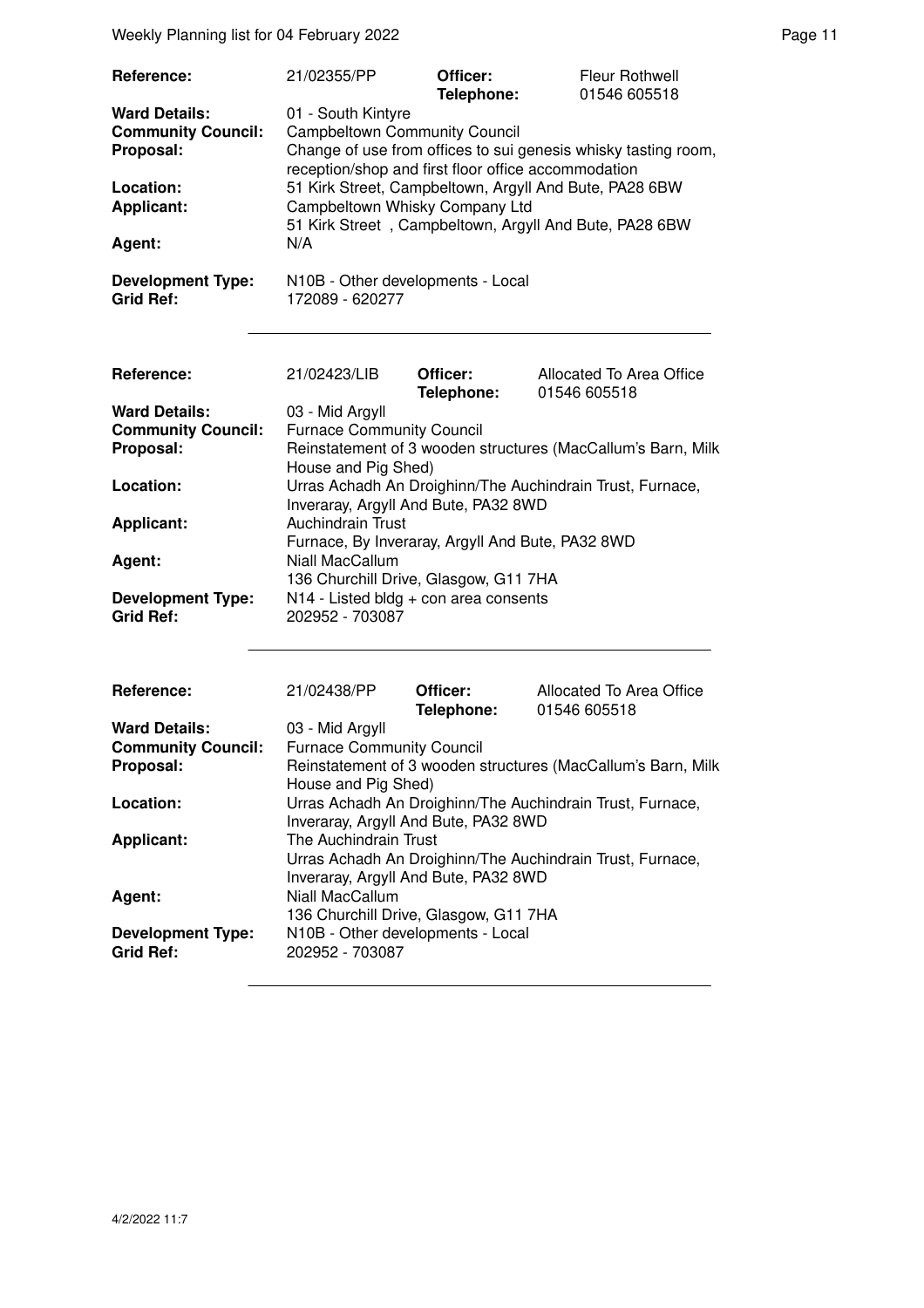| | | | |
|---|---|---|---|
| **Reference:** | 21/02355/PP | **Officer:** **Telephone:** | Fleur Rothwell 01546 605518 |
| **Ward Details:** | 01 - South Kintyre | | |
| **Community Council:** | Campbeltown Community Council | | |
| **Proposal:** | Change of use from offices to sui genesis whisky tasting room, reception/shop and first floor office accommodation | | |
| **Location:** | 51 Kirk Street, Campbeltown, Argyll And Bute, PA28 6BW | | |
| **Applicant:** | Campbeltown Whisky Company Ltd 51 Kirk Street , Campbeltown, Argyll And Bute, PA28 6BW | | |
| **Agent:** | N/A | | |
| **Development Type:** | N10B - Other developments - Local | | |
| **Grid Ref:** | 172089 - 620277 | | |

| | | | |
|---|---|---|---|
| **Reference:** | 21/02423/LIB | **Officer:** **Telephone:** | Allocated To Area Office 01546 605518 |
| **Ward Details:** | 03 - Mid Argyll | | |
| **Community Council:** | Furnace Community Council | | |
| **Proposal:** | Reinstatement of 3 wooden structures (MacCallum's Barn, Milk House and Pig Shed) | | |
| **Location:** | Urras Achadh An Droighinn/The Auchindrain Trust, Furnace, Inveraray, Argyll And Bute, PA32 8WD | | |
| **Applicant:** | Auchindrain Trust Furnace, By Inveraray, Argyll And Bute, PA32 8WD | | |
| **Agent:** | Niall MacCallum 136 Churchill Drive, Glasgow, G11 7HA | | |
| **Development Type:** | N14 - Listed bldg + con area consents | | |
| **Grid Ref:** | 202952 - 703087 | | |

| | | | |
|---|---|---|---|
| **Reference:** | 21/02438/PP | **Officer:** **Telephone:** | Allocated To Area Office 01546 605518 |
| **Ward Details:** | 03 - Mid Argyll | | |
| **Community Council:** | Furnace Community Council | | |
| **Proposal:** | Reinstatement of 3 wooden structures (MacCallum's Barn, Milk House and Pig Shed) | | |
| **Location:** | Urras Achadh An Droighinn/The Auchindrain Trust, Furnace, Inveraray, Argyll And Bute, PA32 8WD | | |
| **Applicant:** | The Auchindrain Trust Urras Achadh An Droighinn/The Auchindrain Trust, Furnace, Inveraray, Argyll And Bute, PA32 8WD | | |
| **Agent:** | Niall MacCallum 136 Churchill Drive, Glasgow, G11 7HA | | |
| **Development Type:** | N10B - Other developments - Local | | |
| **Grid Ref:** | 202952 - 703087 | | |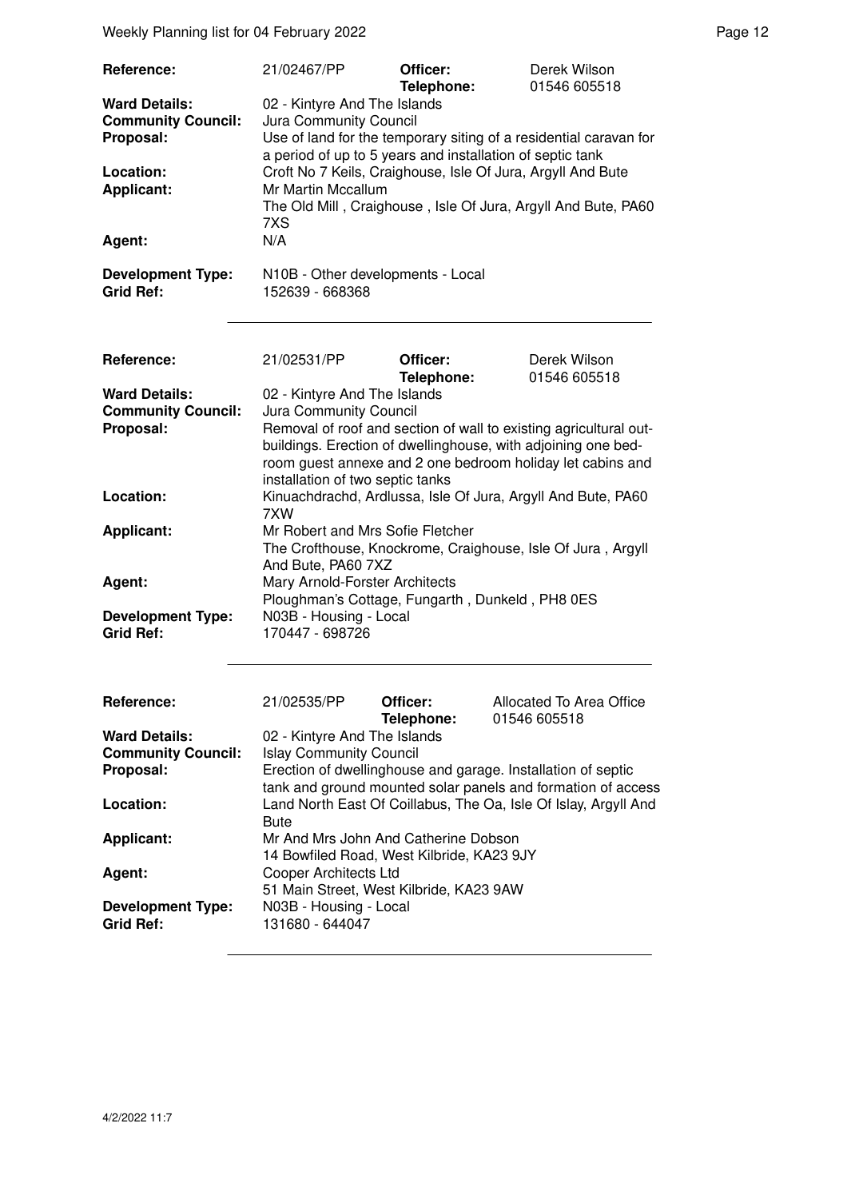| | | | |
|---|---|---|---|
| **Reference:** | 21/02467/PP | **Officer:** **Telephone:** | Derek Wilson 01546 605518 |
| **Ward Details:** | 02 - Kintyre And The Islands | | |
| **Community Council:** | Jura Community Council | | |
| **Proposal:** | Use of land for the temporary siting of a residential caravan for a period of up to 5 years and installation of septic tank | | |
| **Location:** | Croft No 7 Keils, Craighouse, Isle Of Jura, Argyll And Bute | | |
| **Applicant:** | Mr Martin Mccallum<br>The Old Mill , Craighouse , Isle Of Jura, Argyll And Bute, PA60 7XS | | |
| **Agent:** | N/A | | |
| **Development Type:** | N10B - Other developments - Local | | |
| **Grid Ref:** | 152639 - 668368 | | |

---

| | | | |
|---|---|---|---|
| **Reference:** | 21/02531/PP | **Officer:** **Telephone:** | Derek Wilson 01546 605518 |
| **Ward Details:** | 02 - Kintyre And The Islands | | |
| **Community Council:** | Jura Community Council | | |
| **Proposal:** | Removal of roof and section of wall to existing agricultural out-buildings. Erection of dwellinghouse, with adjoining one bed-room guest annexe and 2 one bedroom holiday let cabins and installation of two septic tanks | | |
| **Location:** | Kinuachdrachd, Ardlussa, Isle Of Jura, Argyll And Bute, PA60 7XW | | |
| **Applicant:** | Mr Robert and Mrs Sofie Fletcher<br>The Crofthouse, Knockrome, Craighouse, Isle Of Jura , Argyll And Bute, PA60 7XZ | | |
| **Agent:** | Mary Arnold-Forster Architects<br>Ploughman's Cottage, Fungarth , Dunkeld , PH8 0ES | | |
| **Development Type:** | N03B - Housing - Local | | |
| **Grid Ref:** | 170447 - 698726 | | |

---

| | | | |
|---|---|---|---|
| **Reference:** | 21/02535/PP | **Officer:** **Telephone:** | Allocated To Area Office 01546 605518 |
| **Ward Details:** | 02 - Kintyre And The Islands | | |
| **Community Council:** | Islay Community Council | | |
| **Proposal:** | Erection of dwellinghouse and garage. Installation of septic tank and ground mounted solar panels and formation of access | | |
| **Location:** | Land North East Of Coillabus, The Oa, Isle Of Islay, Argyll And Bute | | |
| **Applicant:** | Mr And Mrs John And Catherine Dobson<br>14 Bowfiled Road, West Kilbride, KA23 9JY | | |
| **Agent:** | Cooper Architects Ltd<br>51 Main Street, West Kilbride, KA23 9AW | | |
| **Development Type:** | N03B - Housing - Local | | |
| **Grid Ref:** | 131680 - 644047 | | |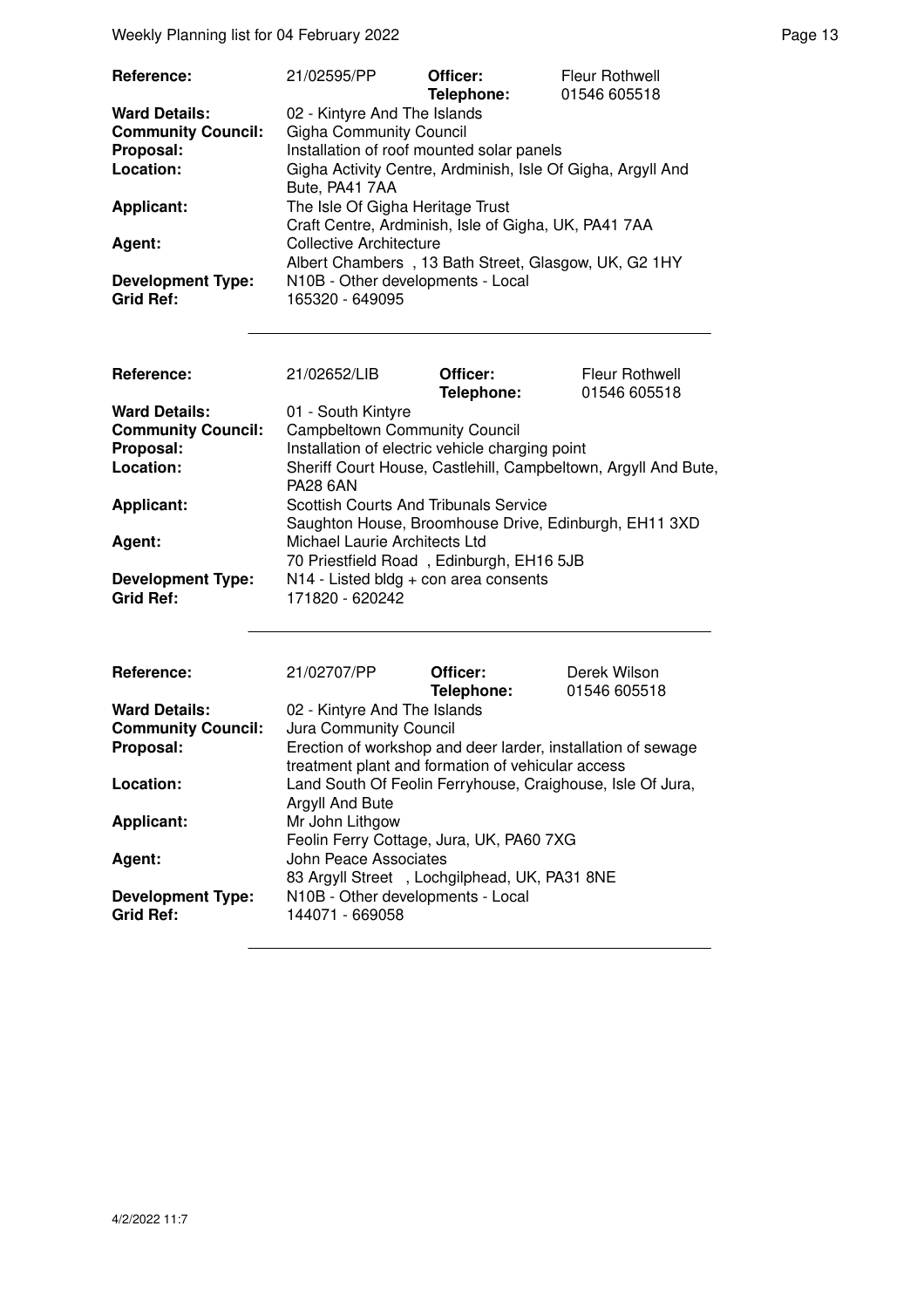| Reference: | 21/02595/PP | Officer: | Fleur Rothwell |
|---|---|---|---|
| | | Telephone: | 01546 605518 |
| **Ward Details:** | 02 - Kintyre And The Islands | | |
| **Community Council:** | Gigha Community Council | | |
| **Proposal:** | Installation of roof mounted solar panels | | |
| **Location:** | Gigha Activity Centre, Ardminish, Isle Of Gigha, Argyll And Bute, PA41 7AA | | |
| **Applicant:** | The Isle Of Gigha Heritage Trust<br>Craft Centre, Ardminish, Isle of Gigha, UK, PA41 7AA | | |
| **Agent:** | Collective Architecture<br>Albert Chambers , 13 Bath Street, Glasgow, UK, G2 1HY | | |
| **Development Type:** | N10B - Other developments - Local | | |
| **Grid Ref:** | 165320 - 649095 | | |

| Reference: | 21/02652/LIB | Officer: | Fleur Rothwell |
|---|---|---|---|
| | | Telephone: | 01546 605518 |
| **Ward Details:** | 01 - South Kintyre | | |
| **Community Council:** | Campbeltown Community Council | | |
| **Proposal:** | Installation of electric vehicle charging point | | |
| **Location:** | Sheriff Court House, Castlehill, Campbeltown, Argyll And Bute, PA28 6AN | | |
| **Applicant:** | Scottish Courts And Tribunals Service<br>Saughton House, Broomhouse Drive, Edinburgh, EH11 3XD | | |
| **Agent:** | Michael Laurie Architects Ltd<br>70 Priestfield Road , Edinburgh, EH16 5JB | | |
| **Development Type:** | N14 - Listed bldg + con area consents | | |
| **Grid Ref:** | 171820 - 620242 | | |

| Reference: | 21/02707/PP | Officer: | Derek Wilson |
|---|---|---|---|
| | | Telephone: | 01546 605518 |
| **Ward Details:** | 02 - Kintyre And The Islands | | |
| **Community Council:** | Jura Community Council | | |
| **Proposal:** | Erection of workshop and deer larder, installation of sewage treatment plant and formation of vehicular access | | |
| **Location:** | Land South Of Feolin Ferryhouse, Craighouse, Isle Of Jura, Argyll And Bute | | |
| **Applicant:** | Mr John Lithgow<br>Feolin Ferry Cottage, Jura, UK, PA60 7XG | | |
| **Agent:** | John Peace Associates<br>83 Argyll Street , Lochgilphead, UK, PA31 8NE | | |
| **Development Type:** | N10B - Other developments - Local | | |
| **Grid Ref:** | 144071 - 669058 | | |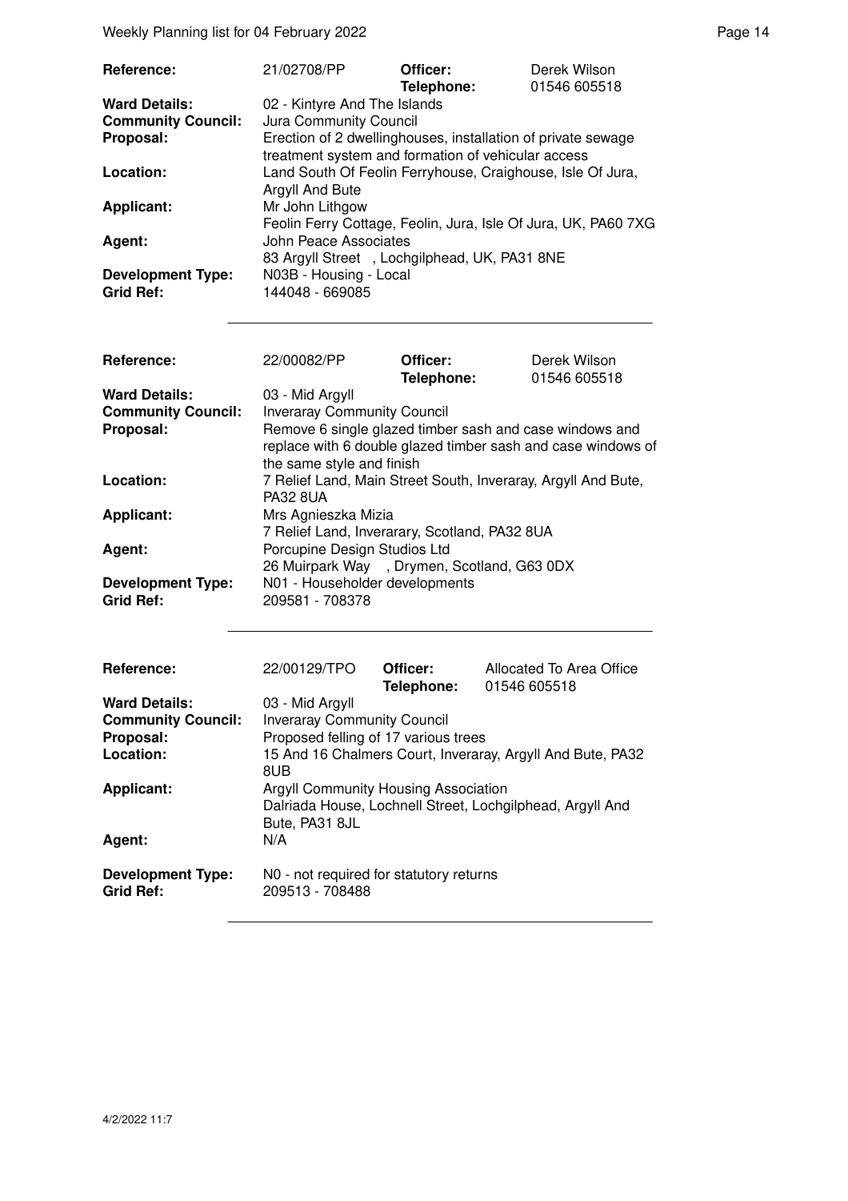| | | | |
|---|---|---|---|
| **Reference:** | 21/02708/PP | **Officer:** **Telephone:** | Derek Wilson 01546 605518 |
| **Ward Details:** | 02 - Kintyre And The Islands | | |
| **Community Council:** | Jura Community Council | | |
| **Proposal:** | Erection of 2 dwellinghouses, installation of private sewage treatment system and formation of vehicular access | | |
| **Location:** | Land South Of Feolin Ferryhouse, Craighouse, Isle Of Jura, Argyll And Bute | | |
| **Applicant:** | Mr John Lithgow Feolin Ferry Cottage, Feolin, Jura, Isle Of Jura, UK, PA60 7XG | | |
| **Agent:** | John Peace Associates 83 Argyll Street , Lochgilphead, UK, PA31 8NE | | |
| **Development Type:** | N03B - Housing - Local | | |
| **Grid Ref:** | 144048 - 669085 | | |

| | | | |
|---|---|---|---|
| **Reference:** | 22/00082/PP | **Officer:** **Telephone:** | Derek Wilson 01546 605518 |
| **Ward Details:** | 03 - Mid Argyll | | |
| **Community Council:** | Inveraray Community Council | | |
| **Proposal:** | Remove 6 single glazed timber sash and case windows and replace with 6 double glazed timber sash and case windows of the same style and finish | | |
| **Location:** | 7 Relief Land, Main Street South, Inveraray, Argyll And Bute, PA32 8UA | | |
| **Applicant:** | Mrs Agnieszka Mizia 7 Relief Land, Inverarary, Scotland, PA32 8UA | | |
| **Agent:** | Porcupine Design Studios Ltd 26 Muirpark Way , Drymen, Scotland, G63 0DX | | |
| **Development Type:** | N01 - Householder developments | | |
| **Grid Ref:** | 209581 - 708378 | | |

| | | | |
|---|---|---|---|
| **Reference:** | 22/00129/TPO | **Officer:** **Telephone:** | Allocated To Area Office 01546 605518 |
| **Ward Details:** | 03 - Mid Argyll | | |
| **Community Council:** | Inveraray Community Council | | |
| **Proposal:** | Proposed felling of 17 various trees | | |
| **Location:** | 15 And 16 Chalmers Court, Inveraray, Argyll And Bute, PA32 8UB | | |
| **Applicant:** | Argyll Community Housing Association Dalriada House, Lochnell Street, Lochgilphead, Argyll And Bute, PA31 8JL | | |
| **Agent:** | N/A | | |
| **Development Type:** | N0 - not required for statutory returns | | |
| **Grid Ref:** | 209513 - 708488 | | |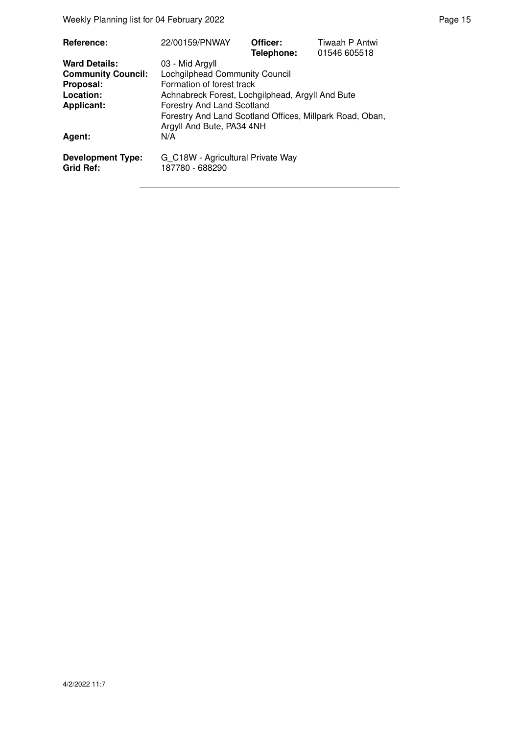| | | | |
|---|---|---|---|
| **Reference:** | 22/00159/PNWAY | **Officer:** **Telephone:** | Tiwaah P Antwi 01546 605518 |
| **Ward Details:** | 03 - Mid Argyll | | |
| **Community Council:** | Lochgilphead Community Council | | |
| **Proposal:** | Formation of forest track | | |
| **Location:** | Achnabreck Forest, Lochgilphead, Argyll And Bute | | |
| **Applicant:** | Forestry And Land Scotland Forestry And Land Scotland Offices, Millpark Road, Oban, Argyll And Bute, PA34 4NH | | |
| **Agent:** | N/A | | |
| **Development Type:** | G_C18W - Agricultural Private Way | | |
| **Grid Ref:** | 187780 - 688290 | | |

4/2/2022 11:7